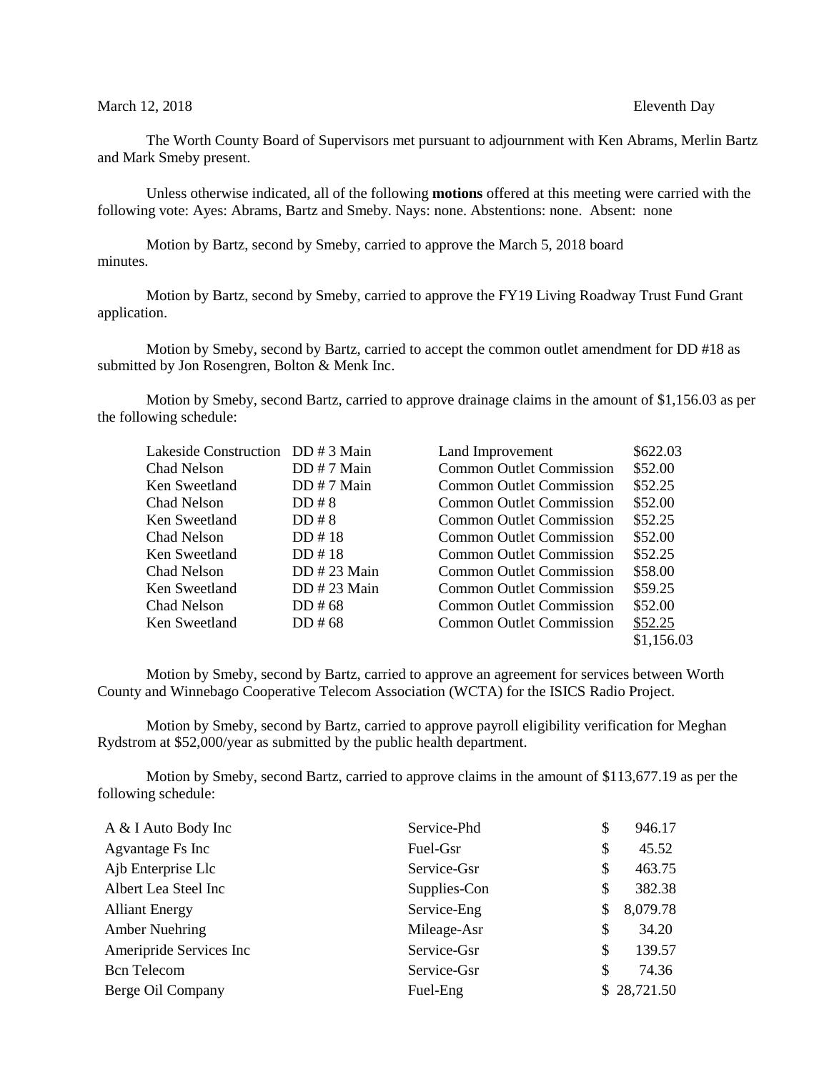March 12, 2018 Eleventh Day

The Worth County Board of Supervisors met pursuant to adjournment with Ken Abrams, Merlin Bartz and Mark Smeby present.

Unless otherwise indicated, all of the following **motions** offered at this meeting were carried with the following vote: Ayes: Abrams, Bartz and Smeby. Nays: none. Abstentions: none. Absent: none

Motion by Bartz, second by Smeby, carried to approve the March 5, 2018 board minutes.

Motion by Bartz, second by Smeby, carried to approve the FY19 Living Roadway Trust Fund Grant application.

Motion by Smeby, second by Bartz, carried to accept the common outlet amendment for DD #18 as submitted by Jon Rosengren, Bolton & Menk Inc.

Motion by Smeby, second Bartz, carried to approve drainage claims in the amount of $1,156.03 as per the following schedule:

| | | | |
|---|---|---|---|
| Lakeside Construction | DD # 3 Main | Land Improvement | $622.03 |
| Chad Nelson | DD # 7 Main | Common Outlet Commission | $52.00 |
| Ken Sweetland | DD # 7 Main | Common Outlet Commission | $52.25 |
| Chad Nelson | DD # 8 | Common Outlet Commission | $52.00 |
| Ken Sweetland | DD # 8 | Common Outlet Commission | $52.25 |
| Chad Nelson | DD # 18 | Common Outlet Commission | $52.00 |
| Ken Sweetland | DD # 18 | Common Outlet Commission | $52.25 |
| Chad Nelson | DD # 23 Main | Common Outlet Commission | $58.00 |
| Ken Sweetland | DD # 23 Main | Common Outlet Commission | $59.25 |
| Chad Nelson | DD # 68 | Common Outlet Commission | $52.00 |
| Ken Sweetland | DD # 68 | Common Outlet Commission | $52.25 |
| | | | $1,156.03 |

Motion by Smeby, second by Bartz, carried to approve an agreement for services between Worth County and Winnebago Cooperative Telecom Association (WCTA) for the ISICS Radio Project.

Motion by Smeby, second by Bartz, carried to approve payroll eligibility verification for Meghan Rydstrom at $52,000/year as submitted by the public health department.

Motion by Smeby, second Bartz, carried to approve claims in the amount of $113,677.19 as per the following schedule:

| | | |
|---|---|---|
| A & I Auto Body Inc | Service-Phd | $ 946.17 |
| Agvantage Fs Inc | Fuel-Gsr | $ 45.52 |
| Ajb Enterprise Llc | Service-Gsr | $ 463.75 |
| Albert Lea Steel Inc | Supplies-Con | $ 382.38 |
| Alliant Energy | Service-Eng | $ 8,079.78 |
| Amber Nuehring | Mileage-Asr | $ 34.20 |
| Ameripride Services Inc | Service-Gsr | $ 139.57 |
| Bcn Telecom | Service-Gsr | $ 74.36 |
| Berge Oil Company | Fuel-Eng | $ 28,721.50 |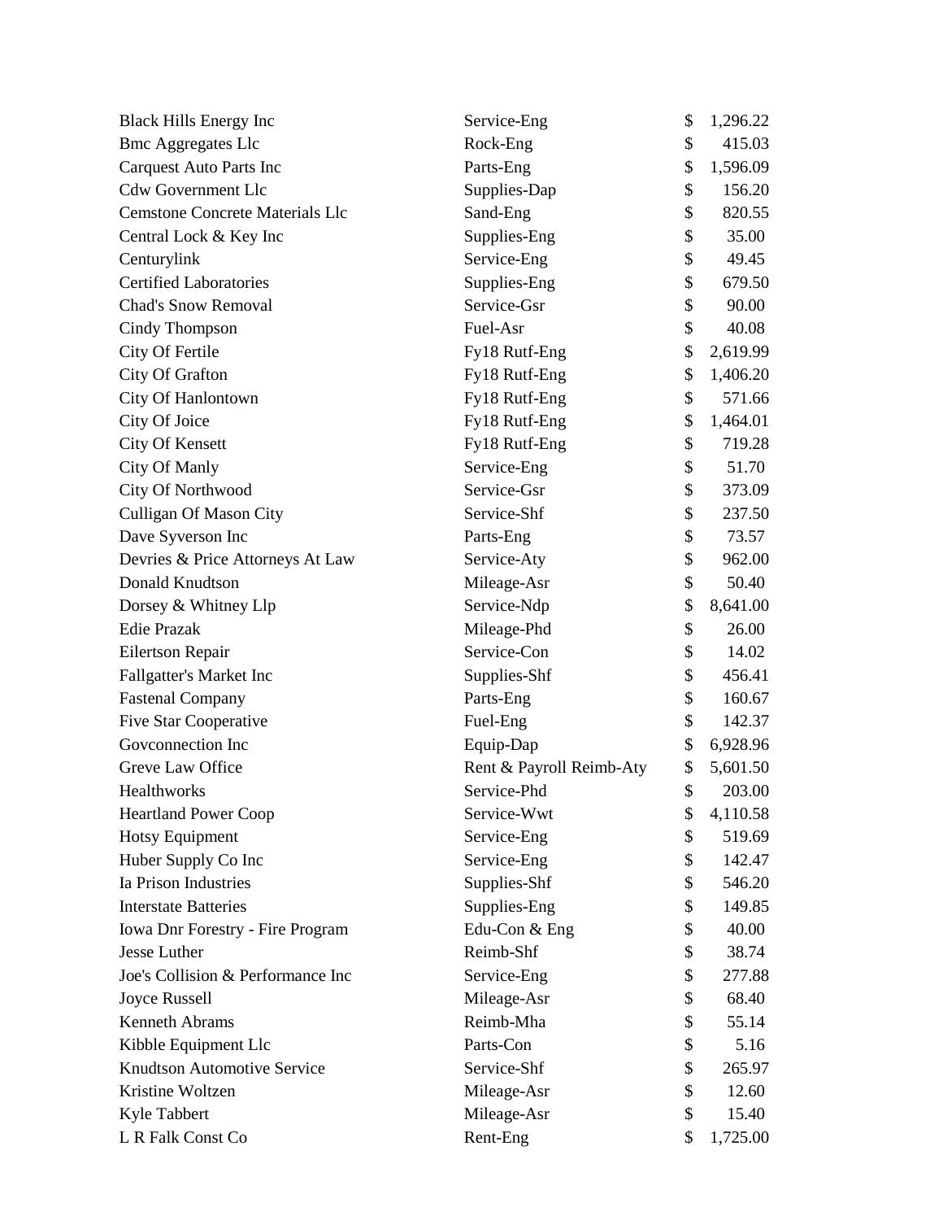| | | | |
|---|---|---|---|
| Black Hills Energy Inc | Service-Eng | $ | 1,296.22 |
| Bmc Aggregates Llc | Rock-Eng | $ | 415.03 |
| Carquest Auto Parts Inc | Parts-Eng | $ | 1,596.09 |
| Cdw Government Llc | Supplies-Dap | $ | 156.20 |
| Cemstone Concrete Materials Llc | Sand-Eng | $ | 820.55 |
| Central Lock & Key Inc | Supplies-Eng | $ | 35.00 |
| Centurylink | Service-Eng | $ | 49.45 |
| Certified Laboratories | Supplies-Eng | $ | 679.50 |
| Chad's Snow Removal | Service-Gsr | $ | 90.00 |
| Cindy Thompson | Fuel-Asr | $ | 40.08 |
| City Of Fertile | Fy18 Rutf-Eng | $ | 2,619.99 |
| City Of Grafton | Fy18 Rutf-Eng | $ | 1,406.20 |
| City Of Hanlontown | Fy18 Rutf-Eng | $ | 571.66 |
| City Of Joice | Fy18 Rutf-Eng | $ | 1,464.01 |
| City Of Kensett | Fy18 Rutf-Eng | $ | 719.28 |
| City Of Manly | Service-Eng | $ | 51.70 |
| City Of Northwood | Service-Gsr | $ | 373.09 |
| Culligan Of Mason City | Service-Shf | $ | 237.50 |
| Dave Syverson Inc | Parts-Eng | $ | 73.57 |
| Devries & Price Attorneys At Law | Service-Aty | $ | 962.00 |
| Donald Knudtson | Mileage-Asr | $ | 50.40 |
| Dorsey & Whitney Llp | Service-Ndp | $ | 8,641.00 |
| Edie Prazak | Mileage-Phd | $ | 26.00 |
| Eilertson Repair | Service-Con | $ | 14.02 |
| Fallgatter's Market Inc | Supplies-Shf | $ | 456.41 |
| Fastenal Company | Parts-Eng | $ | 160.67 |
| Five Star Cooperative | Fuel-Eng | $ | 142.37 |
| Govconnection Inc | Equip-Dap | $ | 6,928.96 |
| Greve Law Office | Rent & Payroll Reimb-Aty | $ | 5,601.50 |
| Healthworks | Service-Phd | $ | 203.00 |
| Heartland Power Coop | Service-Wwt | $ | 4,110.58 |
| Hotsy Equipment | Service-Eng | $ | 519.69 |
| Huber Supply Co Inc | Service-Eng | $ | 142.47 |
| Ia Prison Industries | Supplies-Shf | $ | 546.20 |
| Interstate Batteries | Supplies-Eng | $ | 149.85 |
| Iowa Dnr Forestry - Fire Program | Edu-Con & Eng | $ | 40.00 |
| Jesse Luther | Reimb-Shf | $ | 38.74 |
| Joe's Collision & Performance Inc | Service-Eng | $ | 277.88 |
| Joyce Russell | Mileage-Asr | $ | 68.40 |
| Kenneth Abrams | Reimb-Mha | $ | 55.14 |
| Kibble Equipment Llc | Parts-Con | $ | 5.16 |
| Knudtson Automotive Service | Service-Shf | $ | 265.97 |
| Kristine Woltzen | Mileage-Asr | $ | 12.60 |
| Kyle Tabbert | Mileage-Asr | $ | 15.40 |
| L R Falk Const Co | Rent-Eng | $ | 1,725.00 |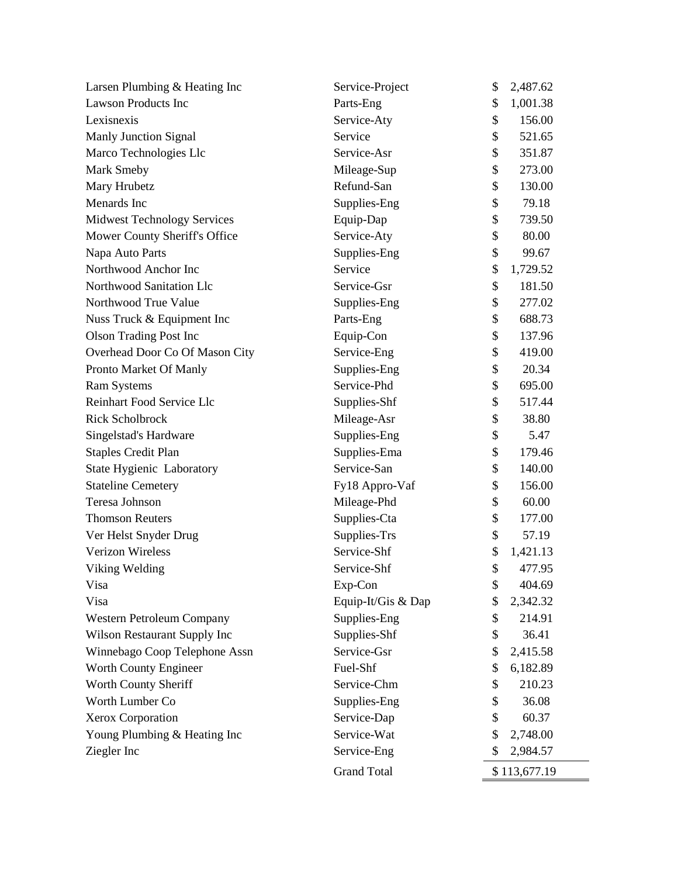| | | |
|---|---|---|
| Larsen Plumbing & Heating Inc | Service-Project | $ 2,487.62 |
| Lawson Products Inc | Parts-Eng | $ 1,001.38 |
| Lexisnexis | Service-Aty | $ 156.00 |
| Manly Junction Signal | Service | $ 521.65 |
| Marco Technologies Llc | Service-Asr | $ 351.87 |
| Mark Smeby | Mileage-Sup | $ 273.00 |
| Mary Hrubetz | Refund-San | $ 130.00 |
| Menards Inc | Supplies-Eng | $ 79.18 |
| Midwest Technology Services | Equip-Dap | $ 739.50 |
| Mower County Sheriff's Office | Service-Aty | $ 80.00 |
| Napa Auto Parts | Supplies-Eng | $ 99.67 |
| Northwood Anchor Inc | Service | $ 1,729.52 |
| Northwood Sanitation Llc | Service-Gsr | $ 181.50 |
| Northwood True Value | Supplies-Eng | $ 277.02 |
| Nuss Truck & Equipment Inc | Parts-Eng | $ 688.73 |
| Olson Trading Post Inc | Equip-Con | $ 137.96 |
| Overhead Door Co Of Mason City | Service-Eng | $ 419.00 |
| Pronto Market Of Manly | Supplies-Eng | $ 20.34 |
| Ram Systems | Service-Phd | $ 695.00 |
| Reinhart Food Service Llc | Supplies-Shf | $ 517.44 |
| Rick Scholbrock | Mileage-Asr | $ 38.80 |
| Singelstad's Hardware | Supplies-Eng | $ 5.47 |
| Staples Credit Plan | Supplies-Ema | $ 179.46 |
| State Hygienic Laboratory | Service-San | $ 140.00 |
| Stateline Cemetery | Fy18 Appro-Vaf | $ 156.00 |
| Teresa Johnson | Mileage-Phd | $ 60.00 |
| Thomson Reuters | Supplies-Cta | $ 177.00 |
| Ver Helst Snyder Drug | Supplies-Trs | $ 57.19 |
| Verizon Wireless | Service-Shf | $ 1,421.13 |
| Viking Welding | Service-Shf | $ 477.95 |
| Visa | Exp-Con | $ 404.69 |
| Visa | Equip-It/Gis & Dap | $ 2,342.32 |
| Western Petroleum Company | Supplies-Eng | $ 214.91 |
| Wilson Restaurant Supply Inc | Supplies-Shf | $ 36.41 |
| Winnebago Coop Telephone Assn | Service-Gsr | $ 2,415.58 |
| Worth County Engineer | Fuel-Shf | $ 6,182.89 |
| Worth County Sheriff | Service-Chm | $ 210.23 |
| Worth Lumber Co | Supplies-Eng | $ 36.08 |
| Xerox Corporation | Service-Dap | $ 60.37 |
| Young Plumbing & Heating Inc | Service-Wat | $ 2,748.00 |
| Ziegler Inc | Service-Eng | $ 2,984.57 |
| | Grand Total | $ 113,677.19 |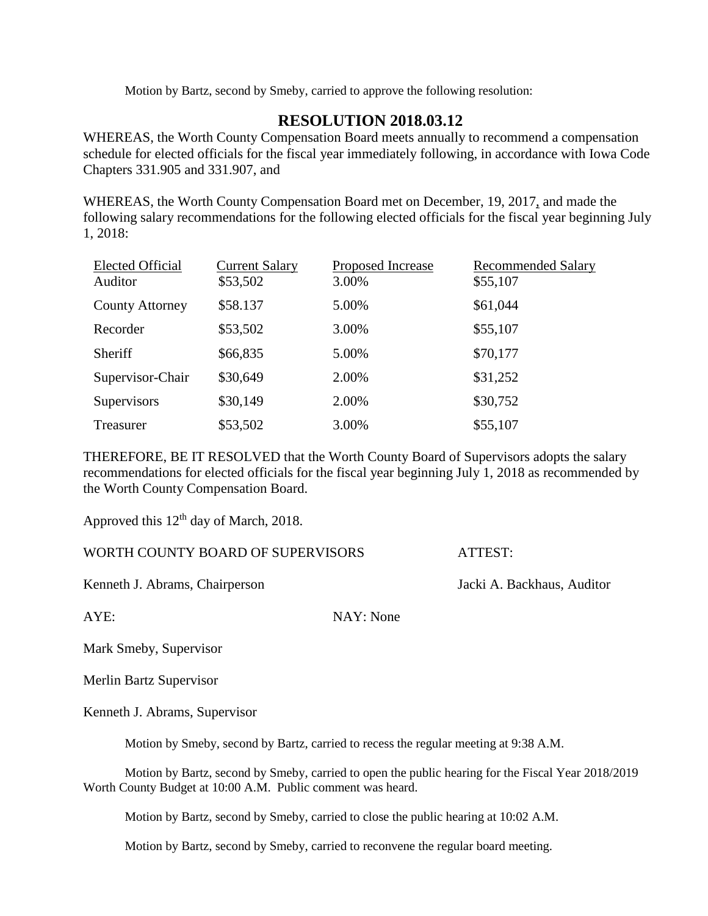Motion by Bartz, second by Smeby, carried to approve the following resolution:

## RESOLUTION 2018.03.12

WHEREAS, the Worth County Compensation Board meets annually to recommend a compensation schedule for elected officials for the fiscal year immediately following, in accordance with Iowa Code Chapters 331.905 and 331.907, and

WHEREAS, the Worth County Compensation Board met on December, 19, 2017, and made the following salary recommendations for the following elected officials for the fiscal year beginning July 1, 2018:

| Elected Official | Current Salary | Proposed Increase | Recommended Salary |
|---|---|---|---|
| Auditor | $53,502 | 3.00% | $55,107 |
| County Attorney | $58.137 | 5.00% | $61,044 |
| Recorder | $53,502 | 3.00% | $55,107 |
| Sheriff | $66,835 | 5.00% | $70,177 |
| Supervisor-Chair | $30,649 | 2.00% | $31,252 |
| Supervisors | $30,149 | 2.00% | $30,752 |
| Treasurer | $53,502 | 3.00% | $55,107 |

THEREFORE, BE IT RESOLVED that the Worth County Board of Supervisors adopts the salary recommendations for elected officials for the fiscal year beginning July 1, 2018 as recommended by the Worth County Compensation Board.

Approved this 12th day of March, 2018.

WORTH COUNTY BOARD OF SUPERVISORS ATTEST:

Kenneth J. Abrams, Chairperson Jacki A. Backhaus, Auditor

AYE: NAY: None

Mark Smeby, Supervisor

Merlin Bartz Supervisor

Kenneth J. Abrams, Supervisor

Motion by Smeby, second by Bartz, carried to recess the regular meeting at 9:38 A.M.

Motion by Bartz, second by Smeby, carried to open the public hearing for the Fiscal Year 2018/2019 Worth County Budget at 10:00 A.M. Public comment was heard.

Motion by Bartz, second by Smeby, carried to close the public hearing at 10:02 A.M.

Motion by Bartz, second by Smeby, carried to reconvene the regular board meeting.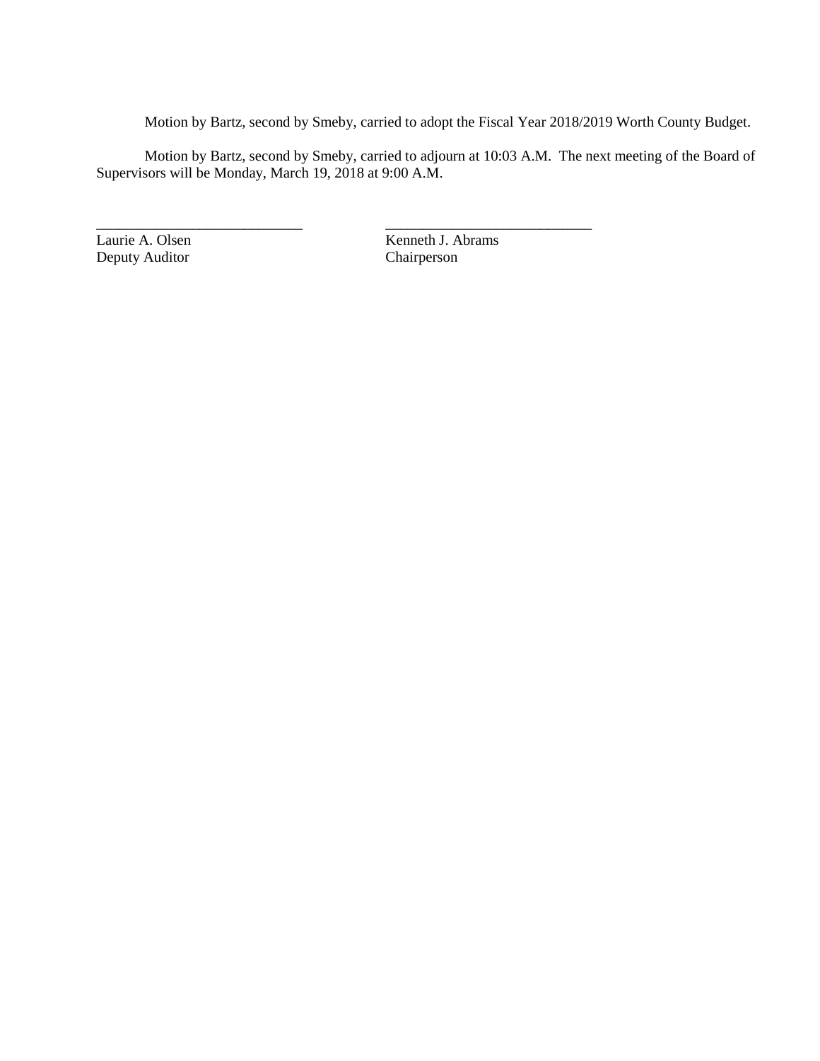Motion by Bartz, second by Smeby, carried to adopt the Fiscal Year 2018/2019 Worth County Budget.

Motion by Bartz, second by Smeby, carried to adjourn at 10:03 A.M. The next meeting of the Board of Supervisors will be Monday, March 19, 2018 at 9:00 A.M.

| | |
|---|---|
| ____________________________ | ____________________________ |
| Laurie A. Olsen | Kenneth J. Abrams |
| Deputy Auditor | Chairperson |